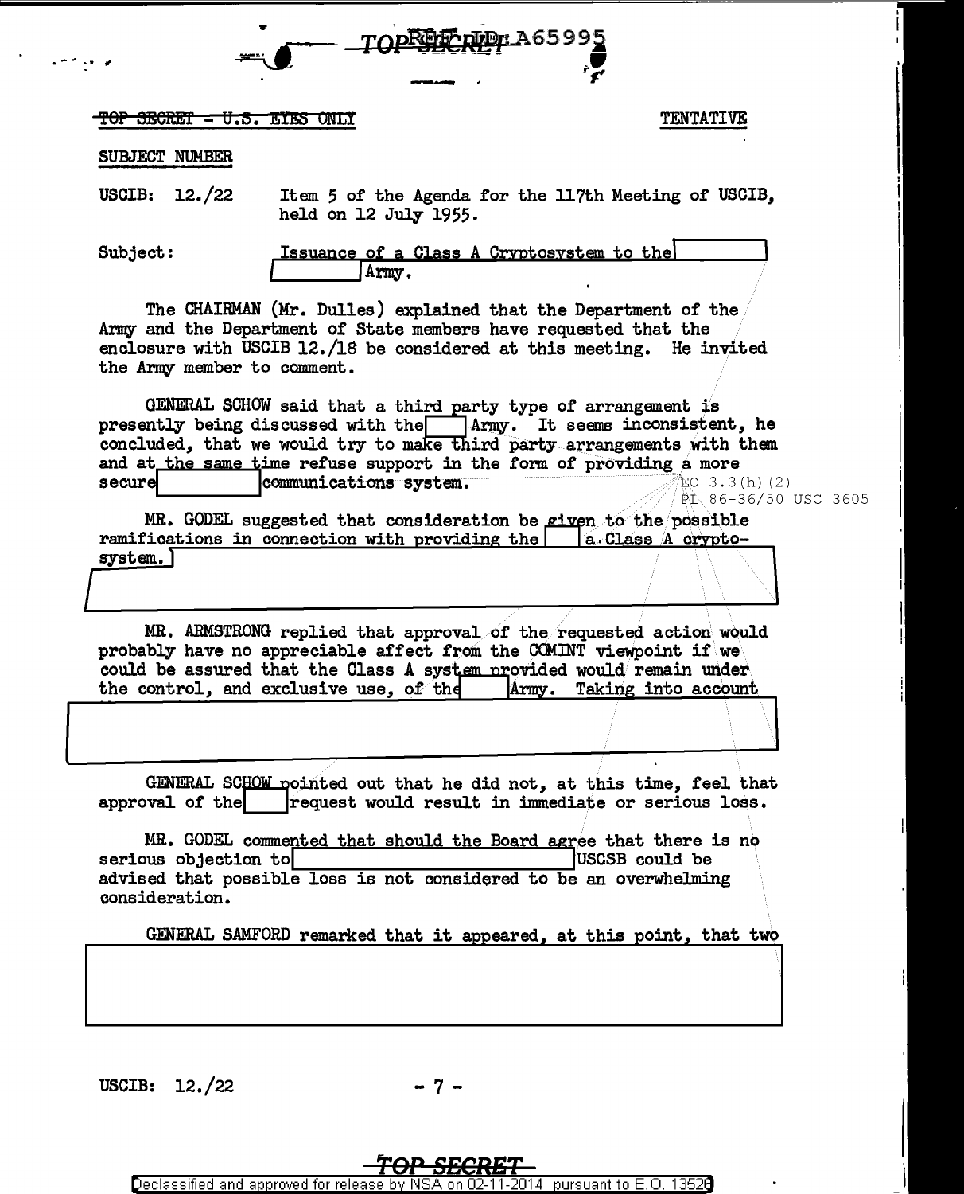TOP SECRET - U.S. EYES ONLY

TENTATIVE

SUBJECT NUMBER

USCIB: 12./22 Item 5 of the Agenda for the 117th Meeting of USCIB, held on 12 July 1955.

Subject: Issuance of a Class A Cryptosystem to the [ ] Army.

The CHAIRMAN (Mr. Dulles) explained that the Department of the Army and the Department of State members have requested that the enclosure with USCIB 12./18 be considered at this meeting. He invited the Army member to comment.

GENERAL SCHOW said that a third party type of arrangement is presently being discussed with the [ ] Army. It seems inconsistent, he concluded, that we would try to make third party arrangements with them and at the same time refuse support in the form of providing a more secure [ ] communications system.

EO 3.3(h)(2)
PL 86-36/50 USC 3605

MR. GODEL suggested that consideration be given to the possible ramifications in connection with providing the [ ] a Class A cryptosystem. [ ]

MR. ARMSTRONG replied that approval of the requested action would probably have no appreciable affect from the COMINT viewpoint if we could be assured that the Class A system provided would remain under the control, and exclusive use, of the [ ] Army. Taking into account [ ]

GENERAL SCHOW pointed out that he did not, at this time, feel that approval of the [ ] request would result in immediate or serious loss.

MR. GODEL commented that should the Board agree that there is no serious objection to [ ] USCSB could be advised that possible loss is not considered to be an overwhelming consideration.

GENERAL SAMFORD remarked that it appeared, at this point, that two [ ]

USCIB: 12./22

TOP SECRET

Declassified and approved for release by NSA on 02-11-2014 pursuant to E.O. 13526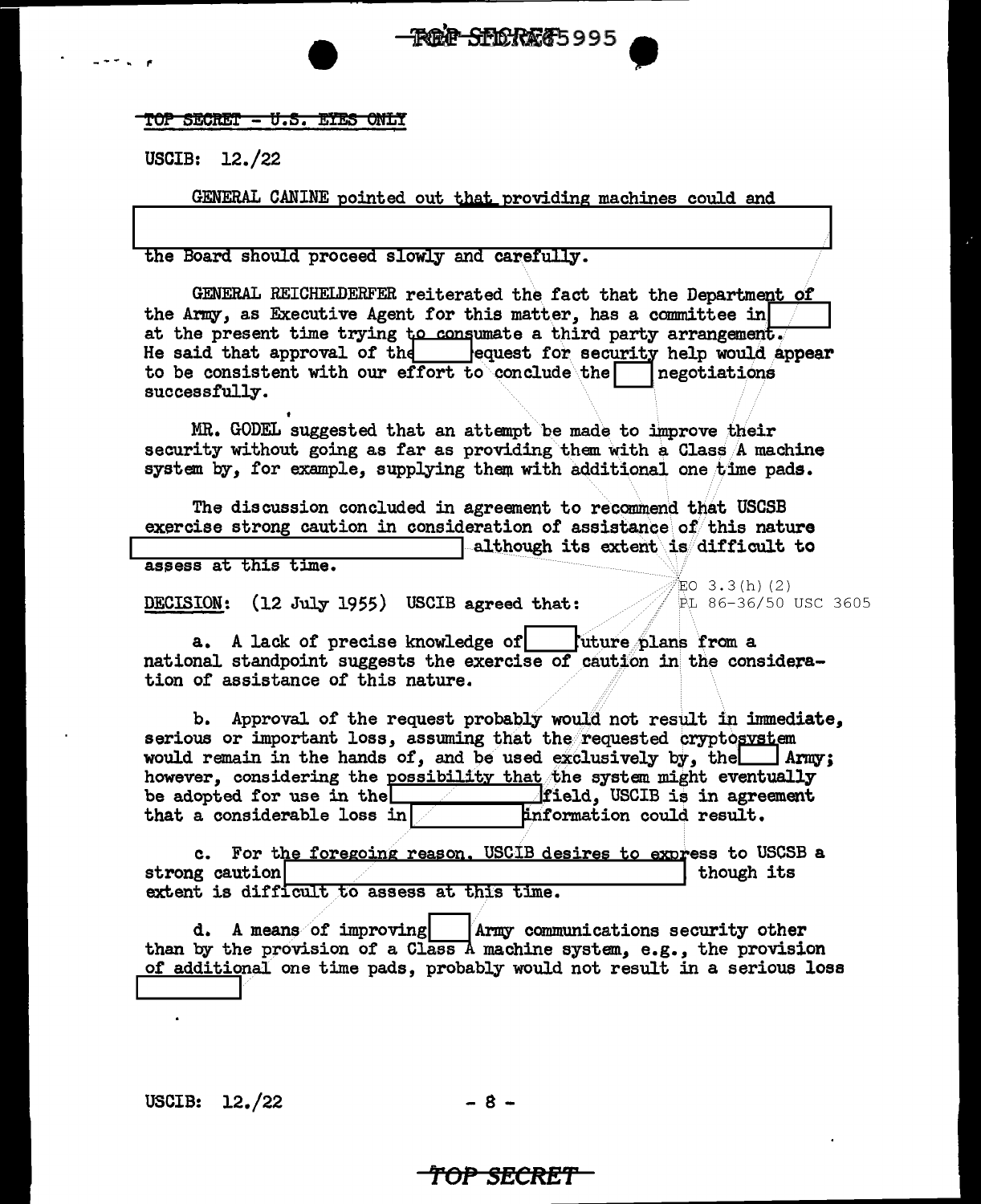TOP SECRET - U.S. EYES ONLY

USCIB: 12./22

GENERAL CANINE pointed out that providing machines could and

[redacted]

the Board should proceed slowly and carefully.

GENERAL REICHELDERFER reiterated the fact that the Department of the Army, as Executive Agent for this matter, has a committee in [redacted] at the present time trying to consumate a third party arrangement. He said that approval of the [redacted] request for security help would appear to be consistent with our effort to conclude the [redacted] negotiations successfully.

MR. GODEL suggested that an attempt be made to improve their security without going as far as providing them with a Class A machine system by, for example, supplying them with additional one time pads.

The discussion concluded in agreement to recommend that USCSB exercise strong caution in consideration of assistance of this nature [redacted] although its extent is difficult to assess at this time.

EO 3.3(h)(2)
PL 86-36/50 USC 3605

DECISION: (12 July 1955) USCIB agreed that:

a. A lack of precise knowledge of [redacted] future plans from a national standpoint suggests the exercise of caution in the consideration of assistance of this nature.

b. Approval of the request probably would not result in immediate, serious or important loss, assuming that the requested cryptosystem would remain in the hands of, and be used exclusively by, the [redacted] Army; however, considering the possibility that the system might eventually be adopted for use in the [redacted] field, USCIB is in agreement that a considerable loss in [redacted] information could result.

c. For the foregoing reason, USCIB desires to express to USCSB a strong caution [redacted] though its extent is difficult to assess at this time.

d. A means of improving [redacted] Army communications security other than by the provision of a Class A machine system, e.g., the provision of additional one time pads, probably would not result in a serious loss [redacted]

USCIB: 12./22

TOP SECRET